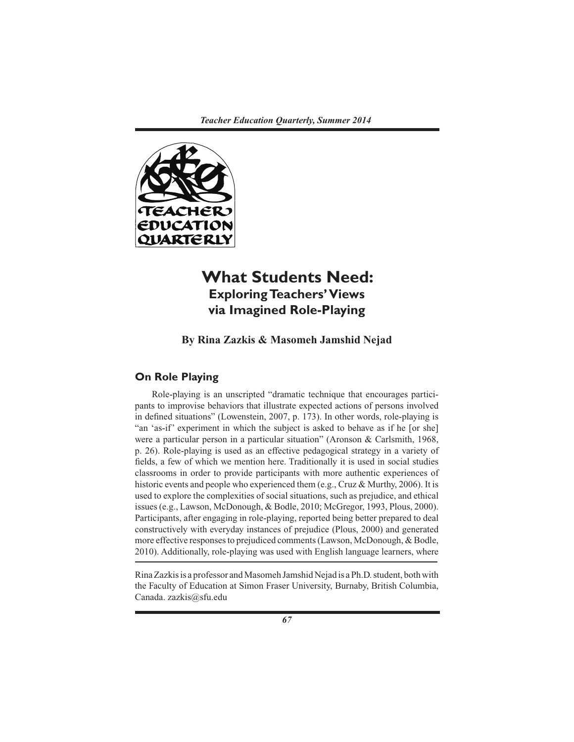# What Students Need: Exploring Teachers' Views via Imagined Role-Playing

**By Rina Zazkis & Masomeh Jamshid Nejad**

## On Role Playing

Role-playing is an unscripted "dramatic technique that encourages participants to improvise behaviors that illustrate expected actions of persons involved in defined situations" (Lowenstein, 2007, p. 173). In other words, role-playing is "an 'as-if' experiment in which the subject is asked to behave as if he [or she] were a particular person in a particular situation" (Aronson & Carlsmith, 1968, p. 26). Role-playing is used as an effective pedagogical strategy in a variety of fields, a few of which we mention here. Traditionally it is used in social studies classrooms in order to provide participants with more authentic experiences of historic events and people who experienced them (e.g., Cruz & Murthy, 2006). It is used to explore the complexities of social situations, such as prejudice, and ethical issues (e.g., Lawson, McDonough, & Bodle, 2010; McGregor, 1993, Plous, 2000). Participants, after engaging in role-playing, reported being better prepared to deal constructively with everyday instances of prejudice (Plous, 2000) and generated more effective responses to prejudiced comments (Lawson, McDonough, & Bodle, 2010). Additionally, role-playing was used with English language learners, where

---

Rina Zazkis is a professor and Masomeh Jamshid Nejad is a Ph.D. student, both with the Faculty of Education at Simon Fraser University, Burnaby, British Columbia, Canada. zazkis@sfu.edu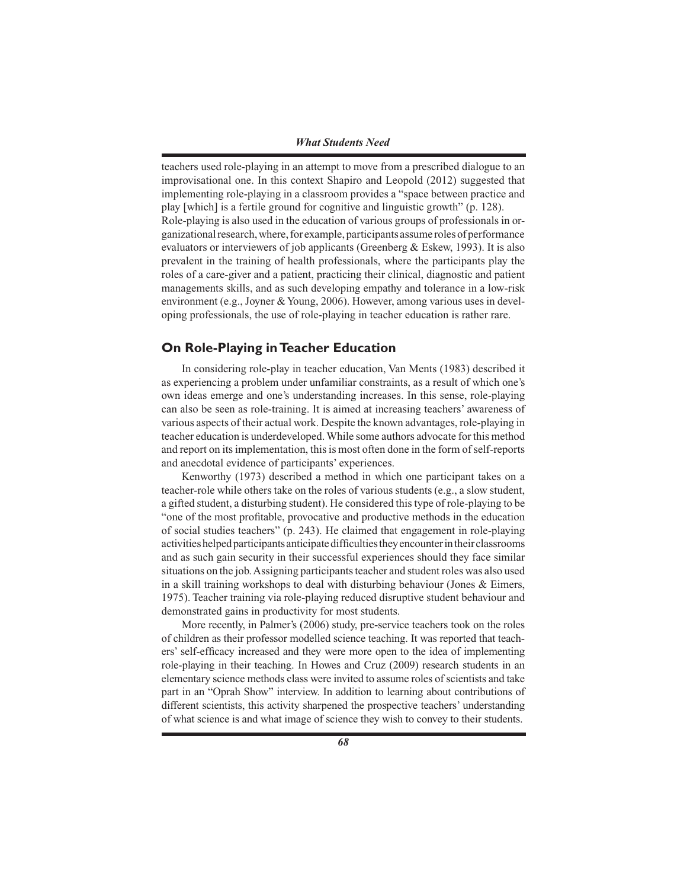teachers used role-playing in an attempt to move from a prescribed dialogue to an improvisational one. In this context Shapiro and Leopold (2012) suggested that implementing role-playing in a classroom provides a "space between practice and play [which] is a fertile ground for cognitive and linguistic growth" (p. 128).

Role-playing is also used in the education of various groups of professionals in organizational research, where, for example, participants assume roles of performance evaluators or interviewers of job applicants (Greenberg & Eskew, 1993). It is also prevalent in the training of health professionals, where the participants play the roles of a care-giver and a patient, practicing their clinical, diagnostic and patient managements skills, and as such developing empathy and tolerance in a low-risk environment (e.g., Joyner & Young, 2006). However, among various uses in developing professionals, the use of role-playing in teacher education is rather rare.

## On Role-Playing in Teacher Education

In considering role-play in teacher education, Van Ments (1983) described it as experiencing a problem under unfamiliar constraints, as a result of which one's own ideas emerge and one's understanding increases. In this sense, role-playing can also be seen as role-training. It is aimed at increasing teachers' awareness of various aspects of their actual work. Despite the known advantages, role-playing in teacher education is underdeveloped. While some authors advocate for this method and report on its implementation, this is most often done in the form of self-reports and anecdotal evidence of participants' experiences.

Kenworthy (1973) described a method in which one participant takes on a teacher-role while others take on the roles of various students (e.g., a slow student, a gifted student, a disturbing student). He considered this type of role-playing to be "one of the most profitable, provocative and productive methods in the education of social studies teachers" (p. 243). He claimed that engagement in role-playing activities helped participants anticipate difficulties they encounter in their classrooms and as such gain security in their successful experiences should they face similar situations on the job. Assigning participants teacher and student roles was also used in a skill training workshops to deal with disturbing behaviour (Jones & Eimers, 1975). Teacher training via role-playing reduced disruptive student behaviour and demonstrated gains in productivity for most students.

More recently, in Palmer's (2006) study, pre-service teachers took on the roles of children as their professor modelled science teaching. It was reported that teachers' self-efficacy increased and they were more open to the idea of implementing role-playing in their teaching. In Howes and Cruz (2009) research students in an elementary science methods class were invited to assume roles of scientists and take part in an "Oprah Show" interview. In addition to learning about contributions of different scientists, this activity sharpened the prospective teachers' understanding of what science is and what image of science they wish to convey to their students.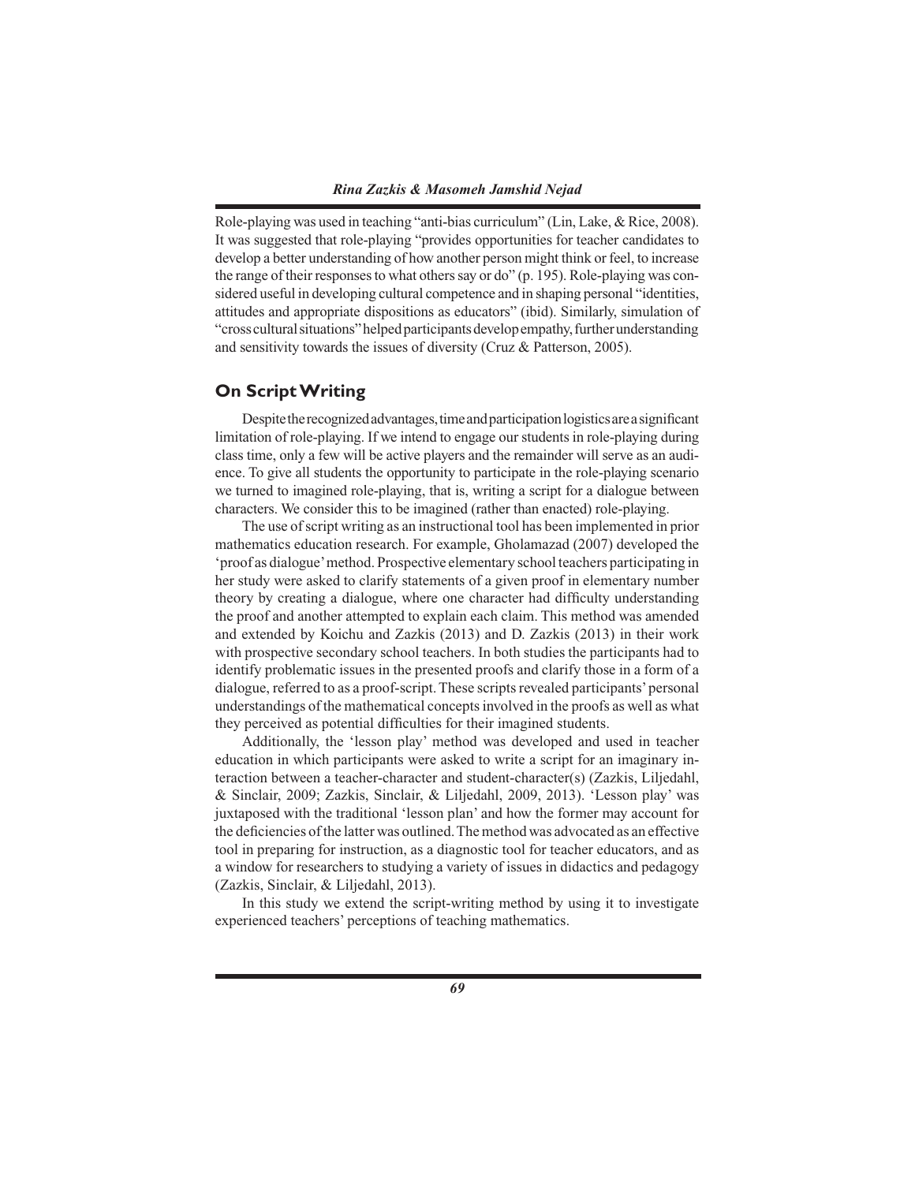Role-playing was used in teaching "anti-bias curriculum" (Lin, Lake, & Rice, 2008). It was suggested that role-playing "provides opportunities for teacher candidates to develop a better understanding of how another person might think or feel, to increase the range of their responses to what others say or do" (p. 195). Role-playing was considered useful in developing cultural competence and in shaping personal "identities, attitudes and appropriate dispositions as educators" (ibid). Similarly, simulation of "cross cultural situations" helped participants develop empathy, further understanding and sensitivity towards the issues of diversity (Cruz & Patterson, 2005).

## On Script Writing

Despite the recognized advantages, time and participation logistics are a significant limitation of role-playing. If we intend to engage our students in role-playing during class time, only a few will be active players and the remainder will serve as an audience. To give all students the opportunity to participate in the role-playing scenario we turned to imagined role-playing, that is, writing a script for a dialogue between characters. We consider this to be imagined (rather than enacted) role-playing.

The use of script writing as an instructional tool has been implemented in prior mathematics education research. For example, Gholamazad (2007) developed the 'proof as dialogue' method. Prospective elementary school teachers participating in her study were asked to clarify statements of a given proof in elementary number theory by creating a dialogue, where one character had difficulty understanding the proof and another attempted to explain each claim. This method was amended and extended by Koichu and Zazkis (2013) and D. Zazkis (2013) in their work with prospective secondary school teachers. In both studies the participants had to identify problematic issues in the presented proofs and clarify those in a form of a dialogue, referred to as a proof-script. These scripts revealed participants' personal understandings of the mathematical concepts involved in the proofs as well as what they perceived as potential difficulties for their imagined students.

Additionally, the 'lesson play' method was developed and used in teacher education in which participants were asked to write a script for an imaginary interaction between a teacher-character and student-character(s) (Zazkis, Liljedahl, & Sinclair, 2009; Zazkis, Sinclair, & Liljedahl, 2009, 2013). 'Lesson play' was juxtaposed with the traditional 'lesson plan' and how the former may account for the deficiencies of the latter was outlined. The method was advocated as an effective tool in preparing for instruction, as a diagnostic tool for teacher educators, and as a window for researchers to studying a variety of issues in didactics and pedagogy (Zazkis, Sinclair, & Liljedahl, 2013).

In this study we extend the script-writing method by using it to investigate experienced teachers' perceptions of teaching mathematics.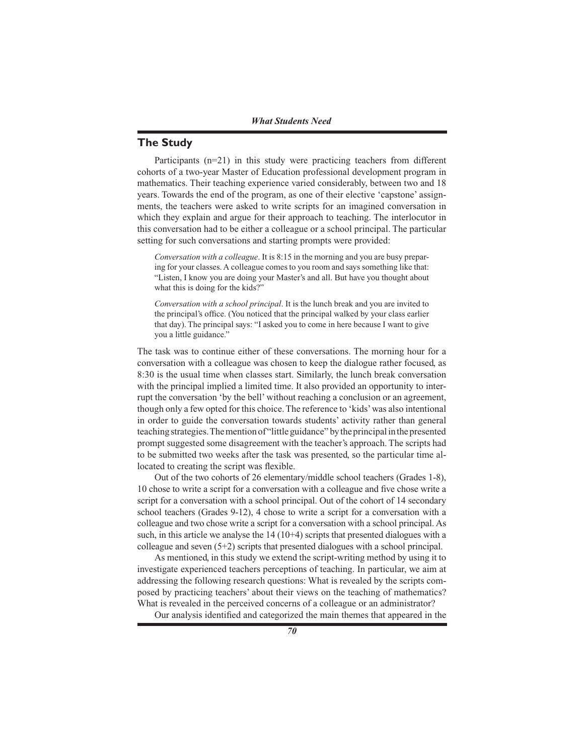## The Study

Participants (n=21) in this study were practicing teachers from different cohorts of a two-year Master of Education professional development program in mathematics. Their teaching experience varied considerably, between two and 18 years. Towards the end of the program, as one of their elective 'capstone' assignments, the teachers were asked to write scripts for an imagined conversation in which they explain and argue for their approach to teaching. The interlocutor in this conversation had to be either a colleague or a school principal. The particular setting for such conversations and starting prompts were provided:

> *Conversation with a colleague*. It is 8:15 in the morning and you are busy preparing for your classes. A colleague comes to you room and says something like that: "Listen, I know you are doing your Master's and all. But have you thought about what this is doing for the kids?"
>
> *Conversation with a school principal*. It is the lunch break and you are invited to the principal's office. (You noticed that the principal walked by your class earlier that day). The principal says: "I asked you to come in here because I want to give you a little guidance."

The task was to continue either of these conversations. The morning hour for a conversation with a colleague was chosen to keep the dialogue rather focused, as 8:30 is the usual time when classes start. Similarly, the lunch break conversation with the principal implied a limited time. It also provided an opportunity to interrupt the conversation 'by the bell' without reaching a conclusion or an agreement, though only a few opted for this choice. The reference to 'kids' was also intentional in order to guide the conversation towards students' activity rather than general teaching strategies. The mention of "little guidance" by the principal in the presented prompt suggested some disagreement with the teacher's approach. The scripts had to be submitted two weeks after the task was presented, so the particular time allocated to creating the script was flexible.

Out of the two cohorts of 26 elementary/middle school teachers (Grades 1-8), 10 chose to write a script for a conversation with a colleague and five chose write a script for a conversation with a school principal. Out of the cohort of 14 secondary school teachers (Grades 9-12), 4 chose to write a script for a conversation with a colleague and two chose write a script for a conversation with a school principal. As such, in this article we analyse the 14 (10+4) scripts that presented dialogues with a colleague and seven (5+2) scripts that presented dialogues with a school principal.

As mentioned, in this study we extend the script-writing method by using it to investigate experienced teachers perceptions of teaching. In particular, we aim at addressing the following research questions: What is revealed by the scripts composed by practicing teachers' about their views on the teaching of mathematics? What is revealed in the perceived concerns of a colleague or an administrator?

Our analysis identified and categorized the main themes that appeared in the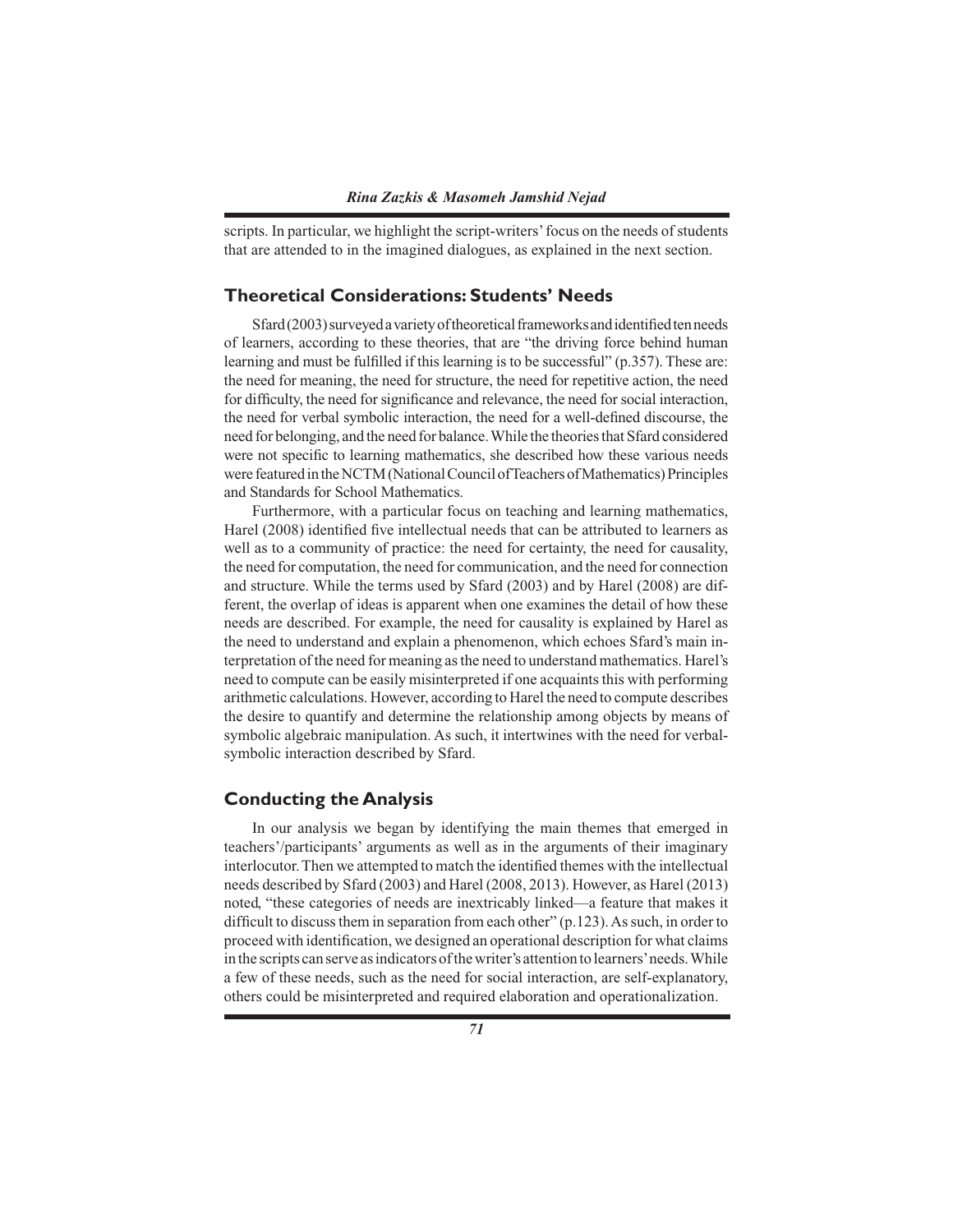scripts. In particular, we highlight the script-writers' focus on the needs of students that are attended to in the imagined dialogues, as explained in the next section.

## Theoretical Considerations: Students' Needs

Sfard (2003) surveyed a variety of theoretical frameworks and identified ten needs of learners, according to these theories, that are "the driving force behind human learning and must be fulfilled if this learning is to be successful" (p.357). These are: the need for meaning, the need for structure, the need for repetitive action, the need for difficulty, the need for significance and relevance, the need for social interaction, the need for verbal symbolic interaction, the need for a well-defined discourse, the need for belonging, and the need for balance. While the theories that Sfard considered were not specific to learning mathematics, she described how these various needs were featured in the NCTM (National Council of Teachers of Mathematics) Principles and Standards for School Mathematics.

Furthermore, with a particular focus on teaching and learning mathematics, Harel (2008) identified five intellectual needs that can be attributed to learners as well as to a community of practice: the need for certainty, the need for causality, the need for computation, the need for communication, and the need for connection and structure. While the terms used by Sfard (2003) and by Harel (2008) are different, the overlap of ideas is apparent when one examines the detail of how these needs are described. For example, the need for causality is explained by Harel as the need to understand and explain a phenomenon, which echoes Sfard's main interpretation of the need for meaning as the need to understand mathematics. Harel's need to compute can be easily misinterpreted if one acquaints this with performing arithmetic calculations. However, according to Harel the need to compute describes the desire to quantify and determine the relationship among objects by means of symbolic algebraic manipulation. As such, it intertwines with the need for verbal-symbolic interaction described by Sfard.

## Conducting the Analysis

In our analysis we began by identifying the main themes that emerged in teachers'/participants' arguments as well as in the arguments of their imaginary interlocutor. Then we attempted to match the identified themes with the intellectual needs described by Sfard (2003) and Harel (2008, 2013). However, as Harel (2013) noted, "these categories of needs are inextricably linked—a feature that makes it difficult to discuss them in separation from each other" (p.123). As such, in order to proceed with identification, we designed an operational description for what claims in the scripts can serve as indicators of the writer's attention to learners' needs. While a few of these needs, such as the need for social interaction, are self-explanatory, others could be misinterpreted and required elaboration and operationalization.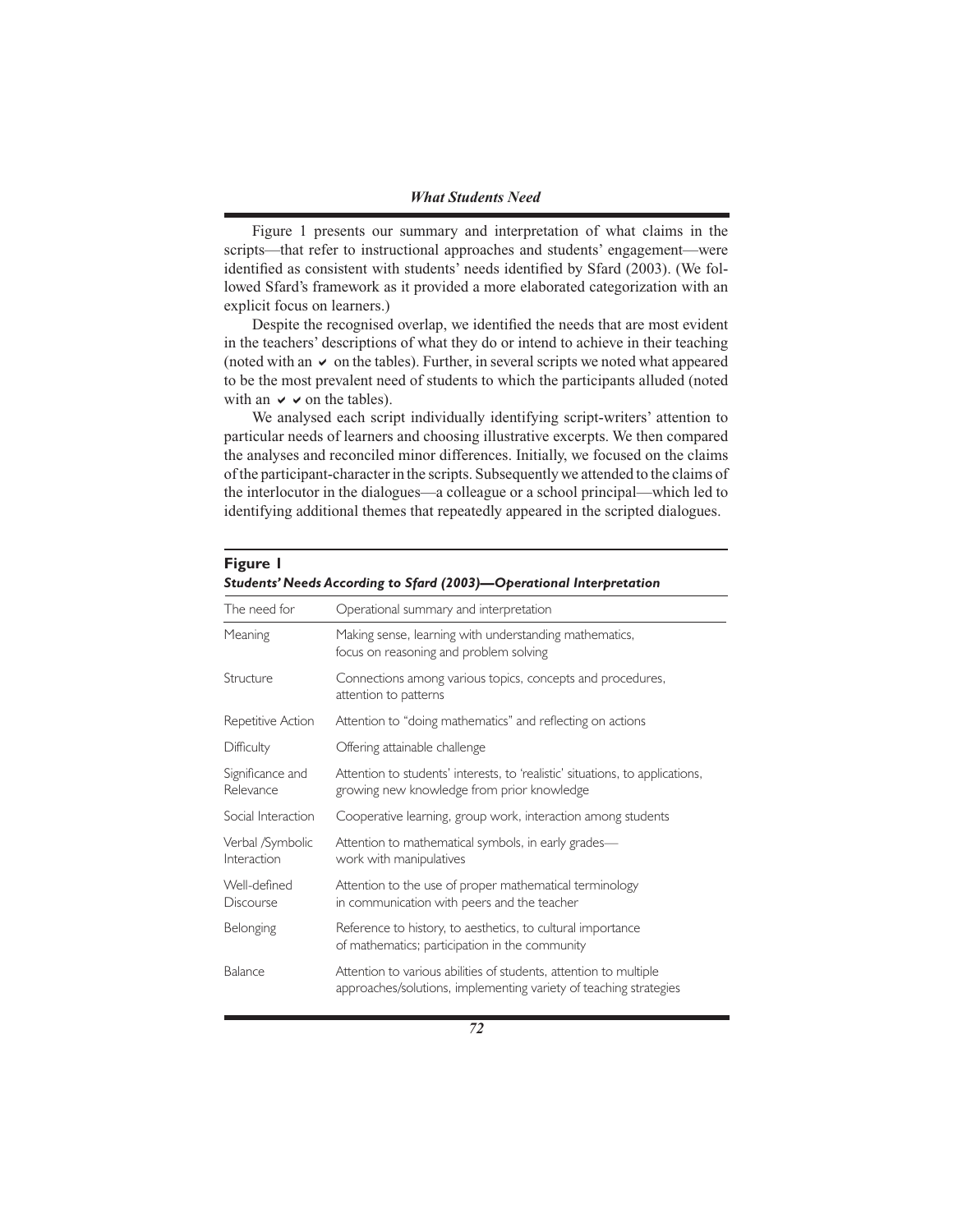Figure 1 presents our summary and interpretation of what claims in the scripts—that refer to instructional approaches and students' engagement—were identified as consistent with students' needs identified by Sfard (2003). (We followed Sfard's framework as it provided a more elaborated categorization with an explicit focus on learners.)

Despite the recognised overlap, we identified the needs that are most evident in the teachers' descriptions of what they do or intend to achieve in their teaching (noted with an ✔ on the tables). Further, in several scripts we noted what appeared to be the most prevalent need of students to which the participants alluded (noted with an ✔ ✔ on the tables).

We analysed each script individually identifying script-writers' attention to particular needs of learners and choosing illustrative excerpts. We then compared the analyses and reconciled minor differences. Initially, we focused on the claims of the participant-character in the scripts. Subsequently we attended to the claims of the interlocutor in the dialogues—a colleague or a school principal—which led to identifying additional themes that repeatedly appeared in the scripted dialogues.

**Figure 1**
***Students' Needs According to Sfard (2003)—Operational Interpretation***

| The need for | Operational summary and interpretation |
|---|---|
| Meaning | Making sense, learning with understanding mathematics, focus on reasoning and problem solving |
| Structure | Connections among various topics, concepts and procedures, attention to patterns |
| Repetitive Action | Attention to "doing mathematics" and reflecting on actions |
| Difficulty | Offering attainable challenge |
| Significance and Relevance | Attention to students' interests, to 'realistic' situations, to applications, growing new knowledge from prior knowledge |
| Social Interaction | Cooperative learning, group work, interaction among students |
| Verbal /Symbolic Interaction | Attention to mathematical symbols, in early grades—work with manipulatives |
| Well-defined Discourse | Attention to the use of proper mathematical terminology in communication with peers and the teacher |
| Belonging | Reference to history, to aesthetics, to cultural importance of mathematics; participation in the community |
| Balance | Attention to various abilities of students, attention to multiple approaches/solutions, implementing variety of teaching strategies |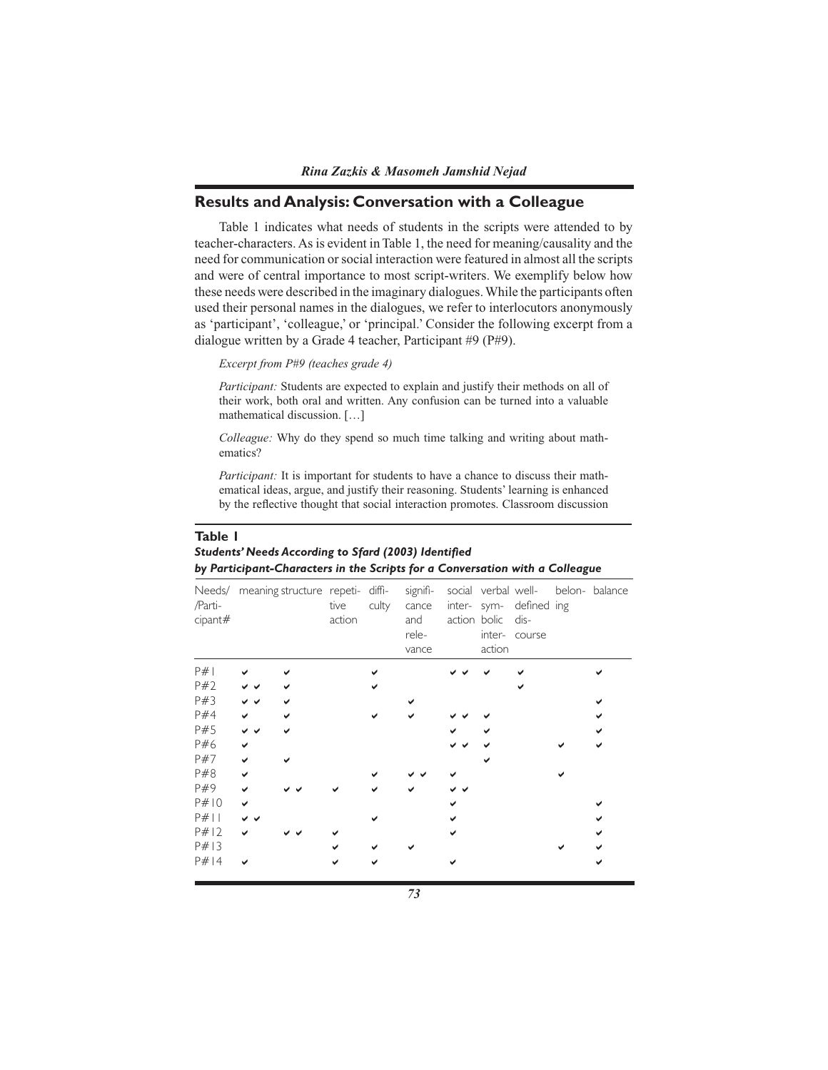## Results and Analysis: Conversation with a Colleague

Table 1 indicates what needs of students in the scripts were attended to by teacher-characters. As is evident in Table 1, the need for meaning/causality and the need for communication or social interaction were featured in almost all the scripts and were of central importance to most script-writers. We exemplify below how these needs were described in the imaginary dialogues. While the participants often used their personal names in the dialogues, we refer to interlocutors anonymously as 'participant', 'colleague,' or 'principal.' Consider the following excerpt from a dialogue written by a Grade 4 teacher, Participant #9 (P#9).

*Excerpt from P#9 (teaches grade 4)*

*Participant:* Students are expected to explain and justify their methods on all of their work, both oral and written. Any confusion can be turned into a valuable mathematical discussion. […]

*Colleague:* Why do they spend so much time talking and writing about mathematics?

*Participant:* It is important for students to have a chance to discuss their mathematical ideas, argue, and justify their reasoning. Students' learning is enhanced by the reflective thought that social interaction promotes. Classroom discussion

**Table 1**
***Students' Needs According to Sfard (2003) Identified by Participant-Characters in the Scripts for a Conversation with a Colleague***

| Needs/ /Participant# | meaning | structure | repetitive action | difficulty | significance and relevance | social interaction | verbal symbolic interaction | well-defined discourse | belonging | balance |
|---|---|---|---|---|---|---|---|---|---|---|
| P#1 | ✔ | ✔ | | ✔ | | ✔ ✔ | ✔ | ✔ | | ✔ |
| P#2 | ✔ ✔ | ✔ | | ✔ | | | | ✔ | | |
| P#3 | ✔ ✔ | ✔ | | | ✔ | | | | | ✔ |
| P#4 | ✔ | ✔ | | ✔ | ✔ | ✔ ✔ | ✔ | | | ✔ |
| P#5 | ✔ ✔ | ✔ | | | | ✔ | ✔ | | | ✔ |
| P#6 | ✔ | | | | | ✔ ✔ | ✔ | | ✔ | ✔ |
| P#7 | ✔ | ✔ | | | | | ✔ | | | |
| P#8 | ✔ | | | ✔ | ✔ ✔ | ✔ | | | ✔ | |
| P#9 | ✔ | ✔ ✔ | ✔ | ✔ | ✔ | ✔ ✔ | | | | |
| P#10 | ✔ | | | | | ✔ | | | | ✔ |
| P#11 | ✔ ✔ | | | ✔ | | ✔ | | | | ✔ |
| P#12 | ✔ | ✔ ✔ | ✔ | | | ✔ | | | | ✔ |
| P#13 | | | ✔ | ✔ | ✔ | | | | ✔ | ✔ |
| P#14 | ✔ | | ✔ | ✔ | | ✔ | | | | ✔ |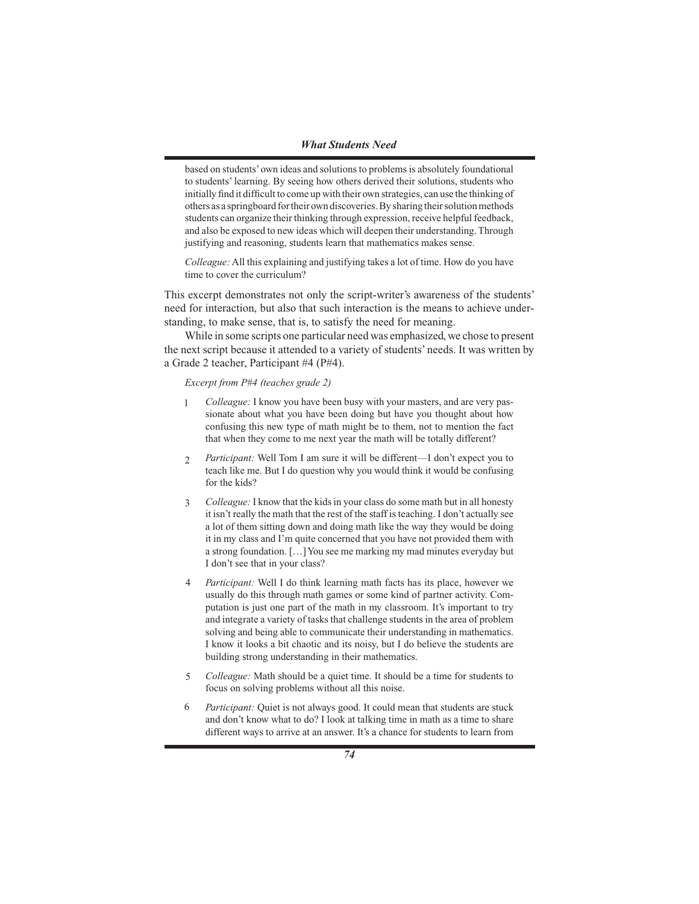based on students' own ideas and solutions to problems is absolutely foundational to students' learning. By seeing how others derived their solutions, students who initially find it difficult to come up with their own strategies, can use the thinking of others as a springboard for their own discoveries. By sharing their solution methods students can organize their thinking through expression, receive helpful feedback, and also be exposed to new ideas which will deepen their understanding. Through justifying and reasoning, students learn that mathematics makes sense.

> *Colleague:* All this explaining and justifying takes a lot of time. How do you have time to cover the curriculum?

This excerpt demonstrates not only the script-writer's awareness of the students' need for interaction, but also that such interaction is the means to achieve understanding, to make sense, that is, to satisfy the need for meaning.

While in some scripts one particular need was emphasized, we chose to present the next script because it attended to a variety of students' needs. It was written by a Grade 2 teacher, Participant #4 (P#4).

*Excerpt from P#4 (teaches grade 2)*

1 *Colleague:* I know you have been busy with your masters, and are very passionate about what you have been doing but have you thought about how confusing this new type of math might be to them, not to mention the fact that when they come to me next year the math will be totally different?

2 *Participant:* Well Tom I am sure it will be different—I don't expect you to teach like me. But I do question why you would think it would be confusing for the kids?

3 *Colleague:* I know that the kids in your class do some math but in all honesty it isn't really the math that the rest of the staff is teaching. I don't actually see a lot of them sitting down and doing math like the way they would be doing it in my class and I'm quite concerned that you have not provided them with a strong foundation. […] You see me marking my mad minutes everyday but I don't see that in your class?

4 *Participant:* Well I do think learning math facts has its place, however we usually do this through math games or some kind of partner activity. Computation is just one part of the math in my classroom. It's important to try and integrate a variety of tasks that challenge students in the area of problem solving and being able to communicate their understanding in mathematics. I know it looks a bit chaotic and its noisy, but I do believe the students are building strong understanding in their mathematics.

5 *Colleague:* Math should be a quiet time. It should be a time for students to focus on solving problems without all this noise.

6 *Participant:* Quiet is not always good. It could mean that students are stuck and don't know what to do? I look at talking time in math as a time to share different ways to arrive at an answer. It's a chance for students to learn from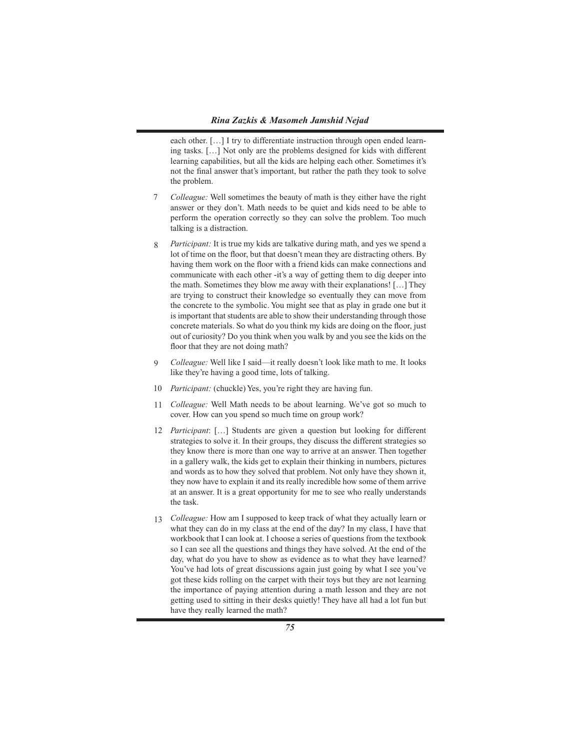each other. […] I try to differentiate instruction through open ended learning tasks. […] Not only are the problems designed for kids with different learning capabilities, but all the kids are helping each other. Sometimes it's not the final answer that's important, but rather the path they took to solve the problem.

7 *Colleague:* Well sometimes the beauty of math is they either have the right answer or they don't. Math needs to be quiet and kids need to be able to perform the operation correctly so they can solve the problem. Too much talking is a distraction.

8 *Participant:* It is true my kids are talkative during math, and yes we spend a lot of time on the floor, but that doesn't mean they are distracting others. By having them work on the floor with a friend kids can make connections and communicate with each other -it's a way of getting them to dig deeper into the math. Sometimes they blow me away with their explanations! […] They are trying to construct their knowledge so eventually they can move from the concrete to the symbolic. You might see that as play in grade one but it is important that students are able to show their understanding through those concrete materials. So what do you think my kids are doing on the floor, just out of curiosity? Do you think when you walk by and you see the kids on the floor that they are not doing math?

9 *Colleague:* Well like I said—it really doesn't look like math to me. It looks like they're having a good time, lots of talking.

10 *Participant:* (chuckle) Yes, you're right they are having fun.

11 *Colleague:* Well Math needs to be about learning. We've got so much to cover. How can you spend so much time on group work?

12 *Participant*: […] Students are given a question but looking for different strategies to solve it. In their groups, they discuss the different strategies so they know there is more than one way to arrive at an answer. Then together in a gallery walk, the kids get to explain their thinking in numbers, pictures and words as to how they solved that problem. Not only have they shown it, they now have to explain it and its really incredible how some of them arrive at an answer. It is a great opportunity for me to see who really understands the task.

13 *Colleague:* How am I supposed to keep track of what they actually learn or what they can do in my class at the end of the day? In my class, I have that workbook that I can look at. I choose a series of questions from the textbook so I can see all the questions and things they have solved. At the end of the day, what do you have to show as evidence as to what they have learned? You've had lots of great discussions again just going by what I see you've got these kids rolling on the carpet with their toys but they are not learning the importance of paying attention during a math lesson and they are not getting used to sitting in their desks quietly! They have all had a lot fun but have they really learned the math?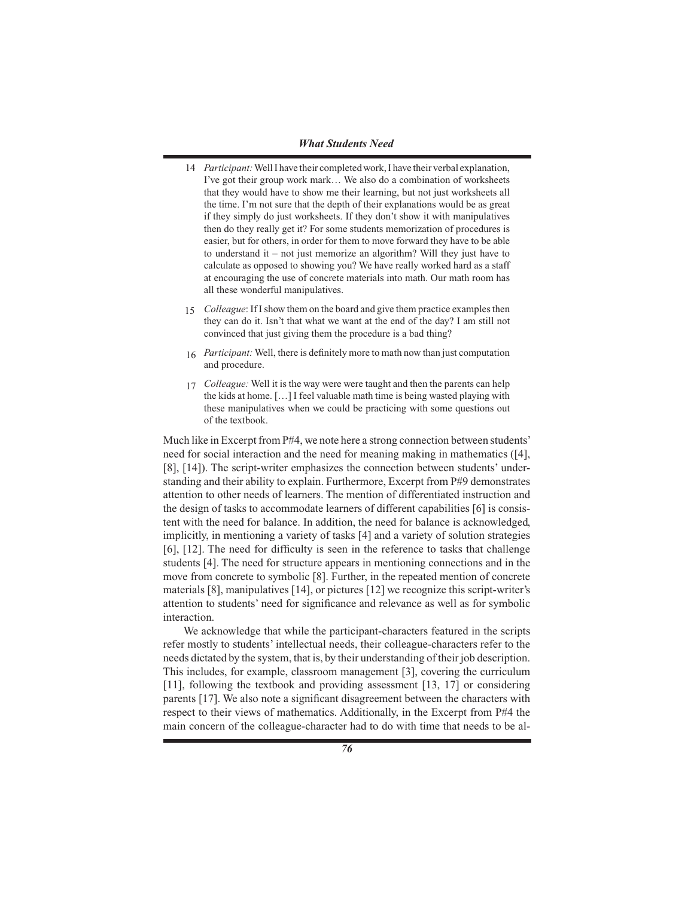14 *Participant:* Well I have their completed work, I have their verbal explanation, I've got their group work mark… We also do a combination of worksheets that they would have to show me their learning, but not just worksheets all the time. I'm not sure that the depth of their explanations would be as great if they simply do just worksheets. If they don't show it with manipulatives then do they really get it? For some students memorization of procedures is easier, but for others, in order for them to move forward they have to be able to understand it – not just memorize an algorithm? Will they just have to calculate as opposed to showing you? We have really worked hard as a staff at encouraging the use of concrete materials into math. Our math room has all these wonderful manipulatives.

15 *Colleague*: If I show them on the board and give them practice examples then they can do it. Isn't that what we want at the end of the day? I am still not convinced that just giving them the procedure is a bad thing?

16 *Participant:* Well, there is definitely more to math now than just computation and procedure.

17 *Colleague:* Well it is the way were were taught and then the parents can help the kids at home. […] I feel valuable math time is being wasted playing with these manipulatives when we could be practicing with some questions out of the textbook.

Much like in Excerpt from P#4, we note here a strong connection between students' need for social interaction and the need for meaning making in mathematics ([4], [8], [14]). The script-writer emphasizes the connection between students' understanding and their ability to explain. Furthermore, Excerpt from P#9 demonstrates attention to other needs of learners. The mention of differentiated instruction and the design of tasks to accommodate learners of different capabilities [6] is consistent with the need for balance. In addition, the need for balance is acknowledged, implicitly, in mentioning a variety of tasks [4] and a variety of solution strategies [6], [12]. The need for difficulty is seen in the reference to tasks that challenge students [4]. The need for structure appears in mentioning connections and in the move from concrete to symbolic [8]. Further, in the repeated mention of concrete materials [8], manipulatives [14], or pictures [12] we recognize this script-writer's attention to students' need for significance and relevance as well as for symbolic interaction.

We acknowledge that while the participant-characters featured in the scripts refer mostly to students' intellectual needs, their colleague-characters refer to the needs dictated by the system, that is, by their understanding of their job description. This includes, for example, classroom management [3], covering the curriculum [11], following the textbook and providing assessment [13, 17] or considering parents [17]. We also note a significant disagreement between the characters with respect to their views of mathematics. Additionally, in the Excerpt from P#4 the main concern of the colleague-character had to do with time that needs to be al-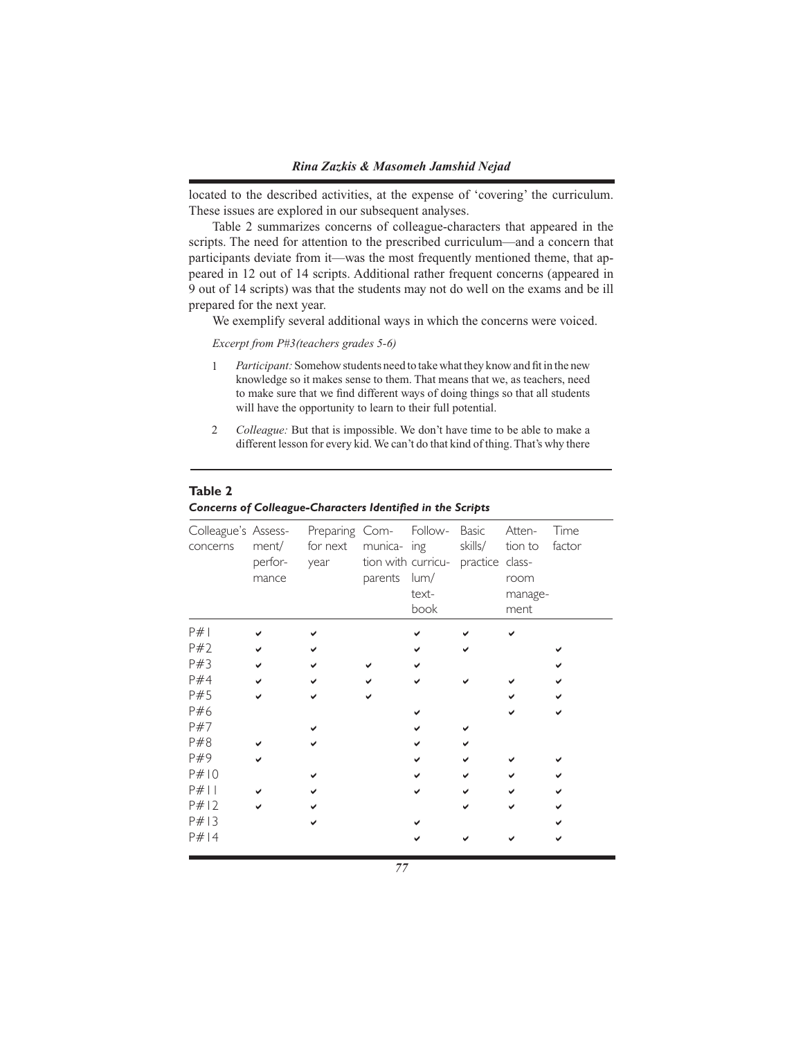located to the described activities, at the expense of 'covering' the curriculum. These issues are explored in our subsequent analyses.

Table 2 summarizes concerns of colleague-characters that appeared in the scripts. The need for attention to the prescribed curriculum—and a concern that participants deviate from it—was the most frequently mentioned theme, that appeared in 12 out of 14 scripts. Additional rather frequent concerns (appeared in 9 out of 14 scripts) was that the students may not do well on the exams and be ill prepared for the next year.

We exemplify several additional ways in which the concerns were voiced.

*Excerpt from P#3(teachers grades 5-6)*

1 *Participant:* Somehow students need to take what they know and fit in the new knowledge so it makes sense to them. That means that we, as teachers, need to make sure that we find different ways of doing things so that all students will have the opportunity to learn to their full potential.

2 *Colleague:* But that is impossible. We don't have time to be able to make a different lesson for every kid. We can't do that kind of thing. That's why there

**Table 2**
***Concerns of Colleague-Characters Identified in the Scripts***

| Colleague's concerns | Assessment/ performance | Preparing for next year | Communication with parents | Following curriculum/ textbook | Basic skills/ practice | Attention to classroom management | Time factor |
|---|---|---|---|---|---|---|---|
| P#1 | ✔ | ✔ | | ✔ | ✔ | ✔ | |
| P#2 | ✔ | ✔ | | ✔ | ✔ | | ✔ |
| P#3 | ✔ | ✔ | ✔ | ✔ | | | ✔ |
| P#4 | ✔ | ✔ | ✔ | ✔ | ✔ | ✔ | ✔ |
| P#5 | ✔ | ✔ | ✔ | | | ✔ | ✔ |
| P#6 | | | | ✔ | | ✔ | ✔ |
| P#7 | | ✔ | | ✔ | ✔ | | |
| P#8 | ✔ | ✔ | | ✔ | ✔ | | |
| P#9 | ✔ | | | ✔ | ✔ | ✔ | ✔ |
| P#10 | | ✔ | | ✔ | ✔ | ✔ | ✔ |
| P#11 | ✔ | ✔ | | ✔ | ✔ | ✔ | ✔ |
| P#12 | ✔ | ✔ | | | ✔ | ✔ | ✔ |
| P#13 | | ✔ | | ✔ | | | ✔ |
| P#14 | | | | ✔ | ✔ | ✔ | ✔ |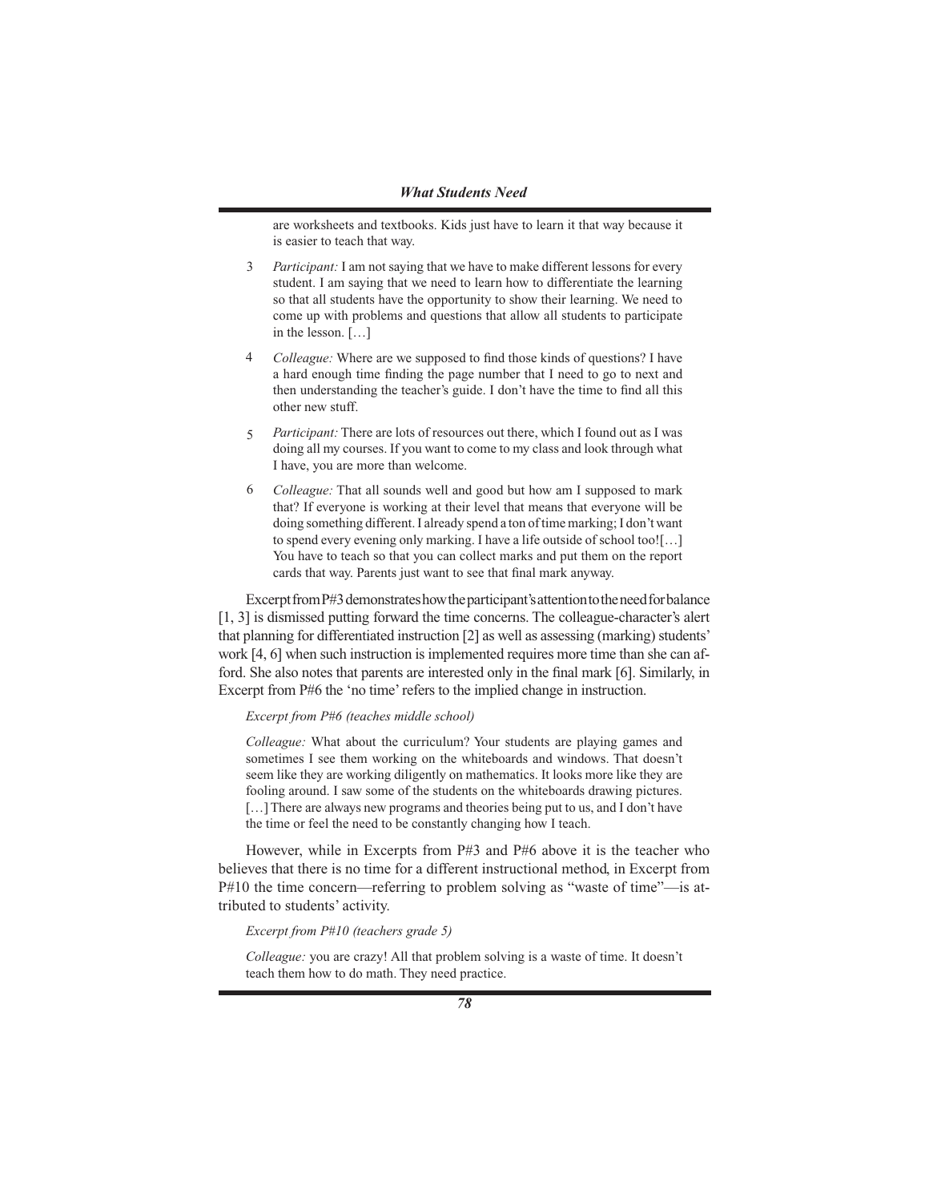are worksheets and textbooks. Kids just have to learn it that way because it is easier to teach that way.

3 *Participant:* I am not saying that we have to make different lessons for every student. I am saying that we need to learn how to differentiate the learning so that all students have the opportunity to show their learning. We need to come up with problems and questions that allow all students to participate in the lesson. […]

4 *Colleague:* Where are we supposed to find those kinds of questions? I have a hard enough time finding the page number that I need to go to next and then understanding the teacher's guide. I don't have the time to find all this other new stuff.

5 *Participant:* There are lots of resources out there, which I found out as I was doing all my courses. If you want to come to my class and look through what I have, you are more than welcome.

6 *Colleague:* That all sounds well and good but how am I supposed to mark that? If everyone is working at their level that means that everyone will be doing something different. I already spend a ton of time marking; I don't want to spend every evening only marking. I have a life outside of school too![…] You have to teach so that you can collect marks and put them on the report cards that way. Parents just want to see that final mark anyway.

Excerpt from P#3 demonstrates how the participant's attention to the need for balance [1, 3] is dismissed putting forward the time concerns. The colleague-character's alert that planning for differentiated instruction [2] as well as assessing (marking) students' work [4, 6] when such instruction is implemented requires more time than she can afford. She also notes that parents are interested only in the final mark [6]. Similarly, in Excerpt from P#6 the 'no time' refers to the implied change in instruction.

*Excerpt from P#6 (teaches middle school)*

*Colleague:* What about the curriculum? Your students are playing games and sometimes I see them working on the whiteboards and windows. That doesn't seem like they are working diligently on mathematics. It looks more like they are fooling around. I saw some of the students on the whiteboards drawing pictures. […] There are always new programs and theories being put to us, and I don't have the time or feel the need to be constantly changing how I teach.

However, while in Excerpts from P#3 and P#6 above it is the teacher who believes that there is no time for a different instructional method, in Excerpt from P#10 the time concern—referring to problem solving as "waste of time"—is attributed to students' activity.

*Excerpt from P#10 (teachers grade 5)*

*Colleague:* you are crazy! All that problem solving is a waste of time. It doesn't teach them how to do math. They need practice.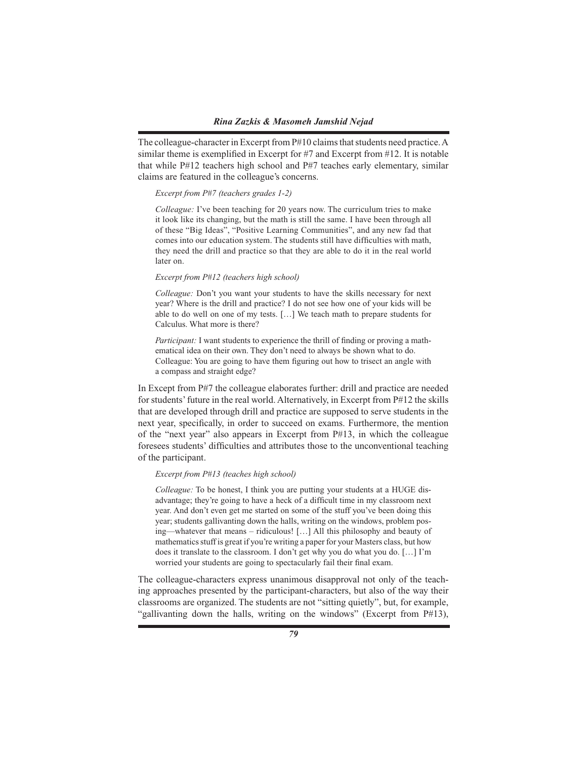The colleague-character in Excerpt from P#10 claims that students need practice. A similar theme is exemplified in Excerpt for #7 and Excerpt from #12. It is notable that while P#12 teachers high school and P#7 teaches early elementary, similar claims are featured in the colleague's concerns.

> *Excerpt from P#7 (teachers grades 1-2)*
>
> *Colleague:* I've been teaching for 20 years now. The curriculum tries to make it look like its changing, but the math is still the same. I have been through all of these "Big Ideas", "Positive Learning Communities", and any new fad that comes into our education system. The students still have difficulties with math, they need the drill and practice so that they are able to do it in the real world later on.
>
> *Excerpt from P#12 (teachers high school)*
>
> *Colleague:* Don't you want your students to have the skills necessary for next year? Where is the drill and practice? I do not see how one of your kids will be able to do well on one of my tests. […] We teach math to prepare students for Calculus. What more is there?
>
> *Participant:* I want students to experience the thrill of finding or proving a mathematical idea on their own. They don't need to always be shown what to do.
> Colleague: You are going to have them figuring out how to trisect an angle with a compass and straight edge?

In Except from P#7 the colleague elaborates further: drill and practice are needed for students' future in the real world. Alternatively, in Excerpt from P#12 the skills that are developed through drill and practice are supposed to serve students in the next year, specifically, in order to succeed on exams. Furthermore, the mention of the "next year" also appears in Excerpt from P#13, in which the colleague foresees students' difficulties and attributes those to the unconventional teaching of the participant.

> *Excerpt from P#13 (teaches high school)*
>
> *Colleague:* To be honest, I think you are putting your students at a HUGE disadvantage; they're going to have a heck of a difficult time in my classroom next year. And don't even get me started on some of the stuff you've been doing this year; students gallivanting down the halls, writing on the windows, problem posing—whatever that means – ridiculous! […] All this philosophy and beauty of mathematics stuff is great if you're writing a paper for your Masters class, but how does it translate to the classroom. I don't get why you do what you do. […] I'm worried your students are going to spectacularly fail their final exam.

The colleague-characters express unanimous disapproval not only of the teaching approaches presented by the participant-characters, but also of the way their classrooms are organized. The students are not "sitting quietly", but, for example, "gallivanting down the halls, writing on the windows" (Excerpt from P#13),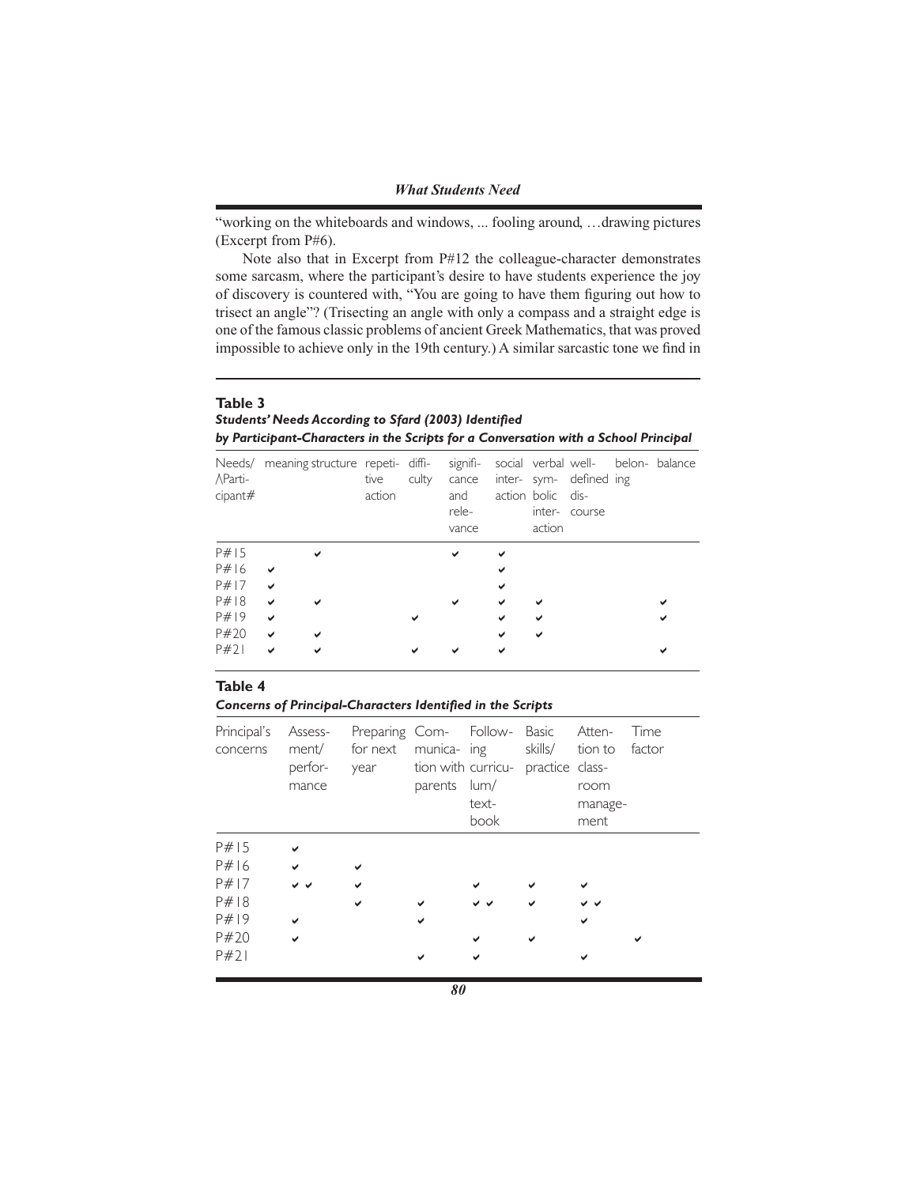"working on the whiteboards and windows, ... fooling around, …drawing pictures (Excerpt from P#6).

Note also that in Excerpt from P#12 the colleague-character demonstrates some sarcasm, where the participant's desire to have students experience the joy of discovery is countered with, "You are going to have them figuring out how to trisect an angle"? (Trisecting an angle with only a compass and a straight edge is one of the famous classic problems of ancient Greek Mathematics, that was proved impossible to achieve only in the 19th century.) A similar sarcastic tone we find in

**Table 3**
***Students' Needs According to Sfard (2003) Identified by Participant-Characters in the Scripts for a Conversation with a School Principal***

| Needs/ \Participant# | meaning | structure | repetitive action | difficulty | significance and relevance | social interaction | verbal symbolic interaction | well-defined discourse | belonging | balance |
|---|---|---|---|---|---|---|---|---|---|---|
| P#15 | | ✔ | | | ✔ | ✔ | | | | |
| P#16 | ✔ | | | | | ✔ | | | | |
| P#17 | ✔ | | | | | ✔ | | | | |
| P#18 | ✔ | ✔ | | | ✔ | ✔ | ✔ | | | ✔ |
| P#19 | ✔ | | | ✔ | | ✔ | ✔ | | | ✔ |
| P#20 | ✔ | ✔ | | | | ✔ | ✔ | | | |
| P#21 | ✔ | ✔ | | ✔ | ✔ | ✔ | | | | ✔ |

**Table 4**
***Concerns of Principal-Characters Identified in the Scripts***

| Principal's concerns | Assessment/ performance | Preparing for next year | Communication with parents | Following curriculum/ textbook | Basic skills/ practice | Attention to classroom management | Time factor |
|---|---|---|---|---|---|---|---|
| P#15 | ✔ | | | | | | |
| P#16 | ✔ | ✔ | | | | | |
| P#17 | ✔ ✔ | ✔ | | ✔ | ✔ | ✔ | |
| P#18 | | ✔ | ✔ | ✔ ✔ | ✔ | ✔ ✔ | |
| P#19 | ✔ | | ✔ | | | ✔ | |
| P#20 | ✔ | | | ✔ | ✔ | | ✔ |
| P#21 | | | ✔ | ✔ | | ✔ | |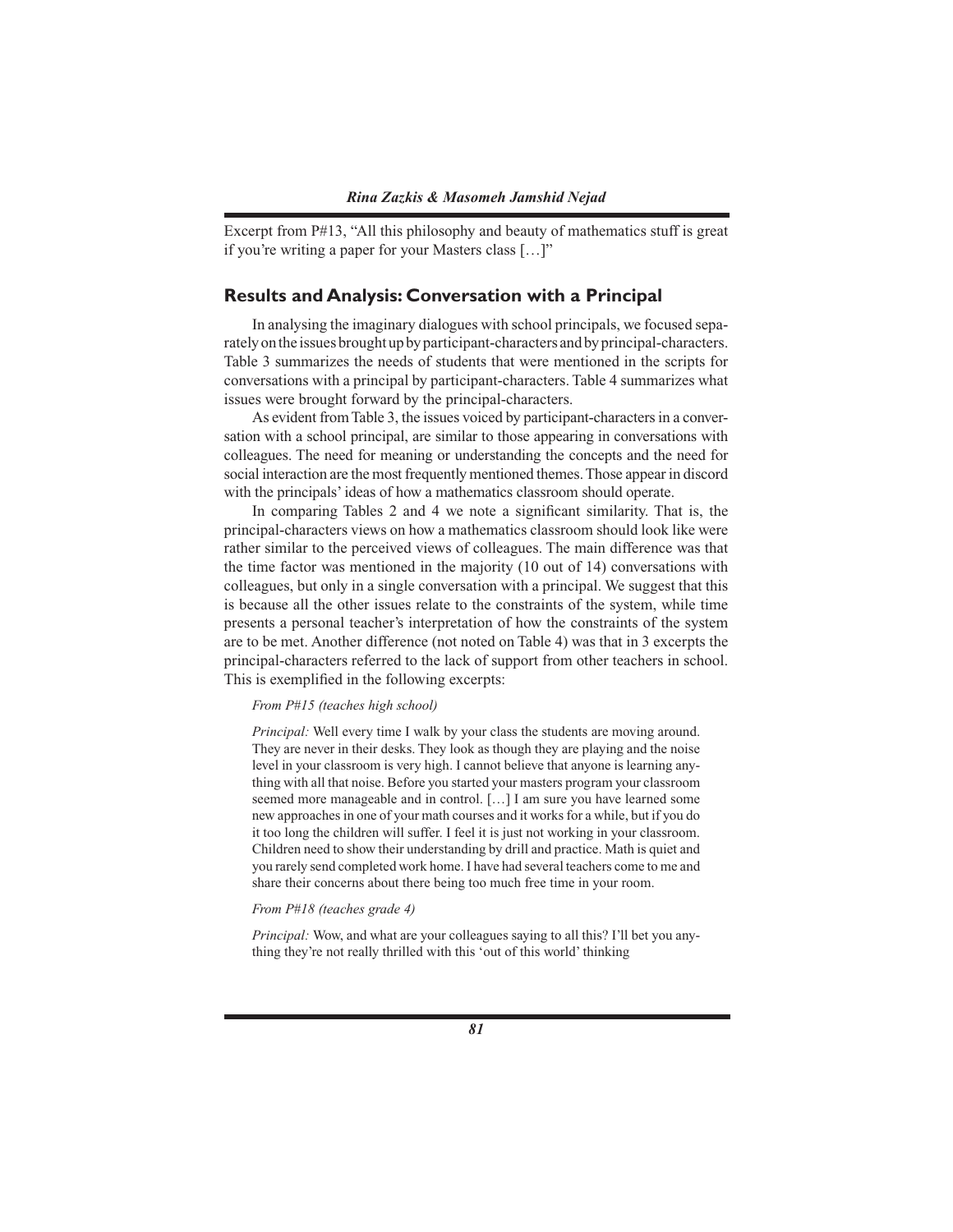Excerpt from P#13, "All this philosophy and beauty of mathematics stuff is great if you're writing a paper for your Masters class […]"

## Results and Analysis: Conversation with a Principal

In analysing the imaginary dialogues with school principals, we focused separately on the issues brought up by participant-characters and by principal-characters. Table 3 summarizes the needs of students that were mentioned in the scripts for conversations with a principal by participant-characters. Table 4 summarizes what issues were brought forward by the principal-characters.

As evident from Table 3, the issues voiced by participant-characters in a conversation with a school principal, are similar to those appearing in conversations with colleagues. The need for meaning or understanding the concepts and the need for social interaction are the most frequently mentioned themes. Those appear in discord with the principals' ideas of how a mathematics classroom should operate.

In comparing Tables 2 and 4 we note a significant similarity. That is, the principal-characters views on how a mathematics classroom should look like were rather similar to the perceived views of colleagues. The main difference was that the time factor was mentioned in the majority (10 out of 14) conversations with colleagues, but only in a single conversation with a principal. We suggest that this is because all the other issues relate to the constraints of the system, while time presents a personal teacher's interpretation of how the constraints of the system are to be met. Another difference (not noted on Table 4) was that in 3 excerpts the principal-characters referred to the lack of support from other teachers in school. This is exemplified in the following excerpts:

*From P#15 (teaches high school)*

*Principal:* Well every time I walk by your class the students are moving around. They are never in their desks. They look as though they are playing and the noise level in your classroom is very high. I cannot believe that anyone is learning anything with all that noise. Before you started your masters program your classroom seemed more manageable and in control. […] I am sure you have learned some new approaches in one of your math courses and it works for a while, but if you do it too long the children will suffer. I feel it is just not working in your classroom. Children need to show their understanding by drill and practice. Math is quiet and you rarely send completed work home. I have had several teachers come to me and share their concerns about there being too much free time in your room.

*From P#18 (teaches grade 4)*

*Principal:* Wow, and what are your colleagues saying to all this? I'll bet you anything they're not really thrilled with this 'out of this world' thinking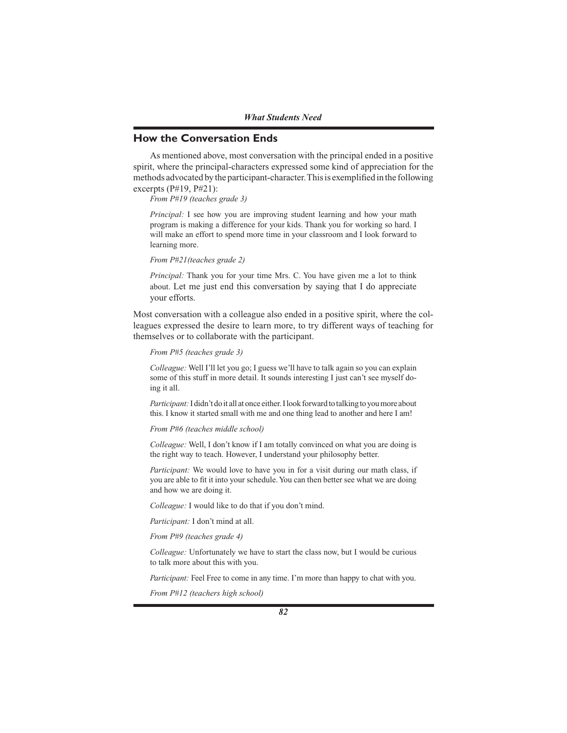## How the Conversation Ends

As mentioned above, most conversation with the principal ended in a positive spirit, where the principal-characters expressed some kind of appreciation for the methods advocated by the participant-character. This is exemplified in the following excerpts (P#19, P#21):

*From P#19 (teaches grade 3)*

> *Principal:* I see how you are improving student learning and how your math program is making a difference for your kids. Thank you for working so hard. I will make an effort to spend more time in your classroom and I look forward to learning more.

*From P#21(teaches grade 2)*

> *Principal:* Thank you for your time Mrs. C. You have given me a lot to think about. Let me just end this conversation by saying that I do appreciate your efforts.

Most conversation with a colleague also ended in a positive spirit, where the colleagues expressed the desire to learn more, to try different ways of teaching for themselves or to collaborate with the participant.

*From P#5 (teaches grade 3)*

> *Colleague:* Well I'll let you go; I guess we'll have to talk again so you can explain some of this stuff in more detail. It sounds interesting I just can't see myself doing it all.
>
> *Participant:* I didn't do it all at once either. I look forward to talking to you more about this. I know it started small with me and one thing lead to another and here I am!

*From P#6 (teaches middle school)*

> *Colleague:* Well, I don't know if I am totally convinced on what you are doing is the right way to teach. However, I understand your philosophy better.
>
> *Participant:* We would love to have you in for a visit during our math class, if you are able to fit it into your schedule. You can then better see what we are doing and how we are doing it.
>
> *Colleague:* I would like to do that if you don't mind.
>
> *Participant:* I don't mind at all.

*From P#9 (teaches grade 4)*

> *Colleague:* Unfortunately we have to start the class now, but I would be curious to talk more about this with you.
>
> *Participant:* Feel Free to come in any time. I'm more than happy to chat with you.

*From P#12 (teachers high school)*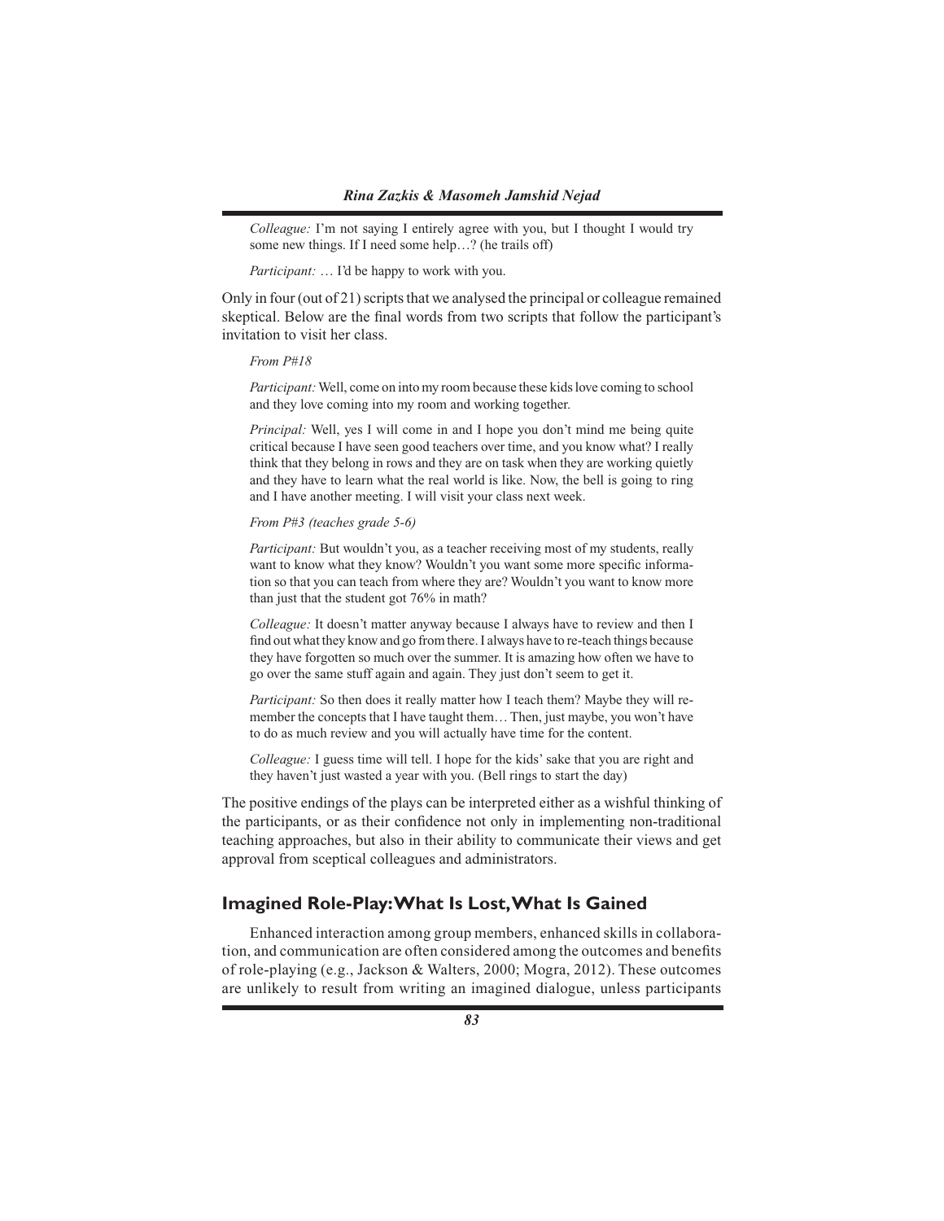*Colleague:* I'm not saying I entirely agree with you, but I thought I would try some new things. If I need some help…? (he trails off)

*Participant:* … I'd be happy to work with you.

Only in four (out of 21) scripts that we analysed the principal or colleague remained skeptical. Below are the final words from two scripts that follow the participant's invitation to visit her class.

*From P#18*

*Participant:* Well, come on into my room because these kids love coming to school and they love coming into my room and working together.

*Principal:* Well, yes I will come in and I hope you don't mind me being quite critical because I have seen good teachers over time, and you know what? I really think that they belong in rows and they are on task when they are working quietly and they have to learn what the real world is like. Now, the bell is going to ring and I have another meeting. I will visit your class next week.

*From P#3 (teaches grade 5-6)*

*Participant:* But wouldn't you, as a teacher receiving most of my students, really want to know what they know? Wouldn't you want some more specific information so that you can teach from where they are? Wouldn't you want to know more than just that the student got 76% in math?

*Colleague:* It doesn't matter anyway because I always have to review and then I find out what they know and go from there. I always have to re-teach things because they have forgotten so much over the summer. It is amazing how often we have to go over the same stuff again and again. They just don't seem to get it.

*Participant:* So then does it really matter how I teach them? Maybe they will remember the concepts that I have taught them… Then, just maybe, you won't have to do as much review and you will actually have time for the content.

*Colleague:* I guess time will tell. I hope for the kids' sake that you are right and they haven't just wasted a year with you. (Bell rings to start the day)

The positive endings of the plays can be interpreted either as a wishful thinking of the participants, or as their confidence not only in implementing non-traditional teaching approaches, but also in their ability to communicate their views and get approval from sceptical colleagues and administrators.

## Imagined Role-Play: What Is Lost, What Is Gained

Enhanced interaction among group members, enhanced skills in collaboration, and communication are often considered among the outcomes and benefits of role-playing (e.g., Jackson & Walters, 2000; Mogra, 2012). These outcomes are unlikely to result from writing an imagined dialogue, unless participants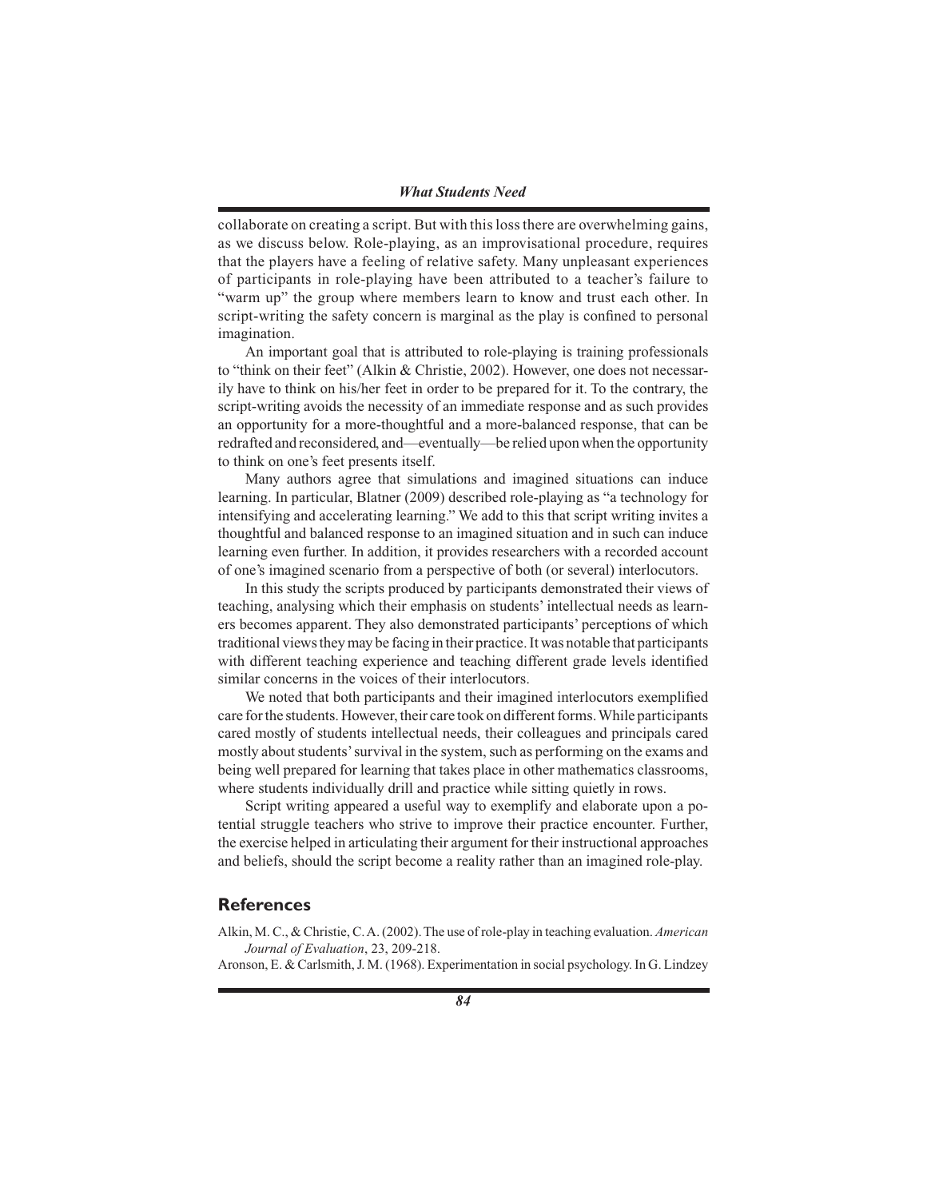collaborate on creating a script. But with this loss there are overwhelming gains, as we discuss below. Role-playing, as an improvisational procedure, requires that the players have a feeling of relative safety. Many unpleasant experiences of participants in role-playing have been attributed to a teacher's failure to "warm up" the group where members learn to know and trust each other. In script-writing the safety concern is marginal as the play is confined to personal imagination.

An important goal that is attributed to role-playing is training professionals to "think on their feet" (Alkin & Christie, 2002). However, one does not necessarily have to think on his/her feet in order to be prepared for it. To the contrary, the script-writing avoids the necessity of an immediate response and as such provides an opportunity for a more-thoughtful and a more-balanced response, that can be redrafted and reconsidered, and—eventually—be relied upon when the opportunity to think on one's feet presents itself.

Many authors agree that simulations and imagined situations can induce learning. In particular, Blatner (2009) described role-playing as "a technology for intensifying and accelerating learning." We add to this that script writing invites a thoughtful and balanced response to an imagined situation and in such can induce learning even further. In addition, it provides researchers with a recorded account of one's imagined scenario from a perspective of both (or several) interlocutors.

In this study the scripts produced by participants demonstrated their views of teaching, analysing which their emphasis on students' intellectual needs as learners becomes apparent. They also demonstrated participants' perceptions of which traditional views they may be facing in their practice. It was notable that participants with different teaching experience and teaching different grade levels identified similar concerns in the voices of their interlocutors.

We noted that both participants and their imagined interlocutors exemplified care for the students. However, their care took on different forms. While participants cared mostly of students intellectual needs, their colleagues and principals cared mostly about students' survival in the system, such as performing on the exams and being well prepared for learning that takes place in other mathematics classrooms, where students individually drill and practice while sitting quietly in rows.

Script writing appeared a useful way to exemplify and elaborate upon a potential struggle teachers who strive to improve their practice encounter. Further, the exercise helped in articulating their argument for their instructional approaches and beliefs, should the script become a reality rather than an imagined role-play.

## References

Alkin, M. C., & Christie, C. A. (2002). The use of role-play in teaching evaluation. *American Journal of Evaluation*, 23, 209-218.

Aronson, E. & Carlsmith, J. M. (1968). Experimentation in social psychology. In G. Lindzey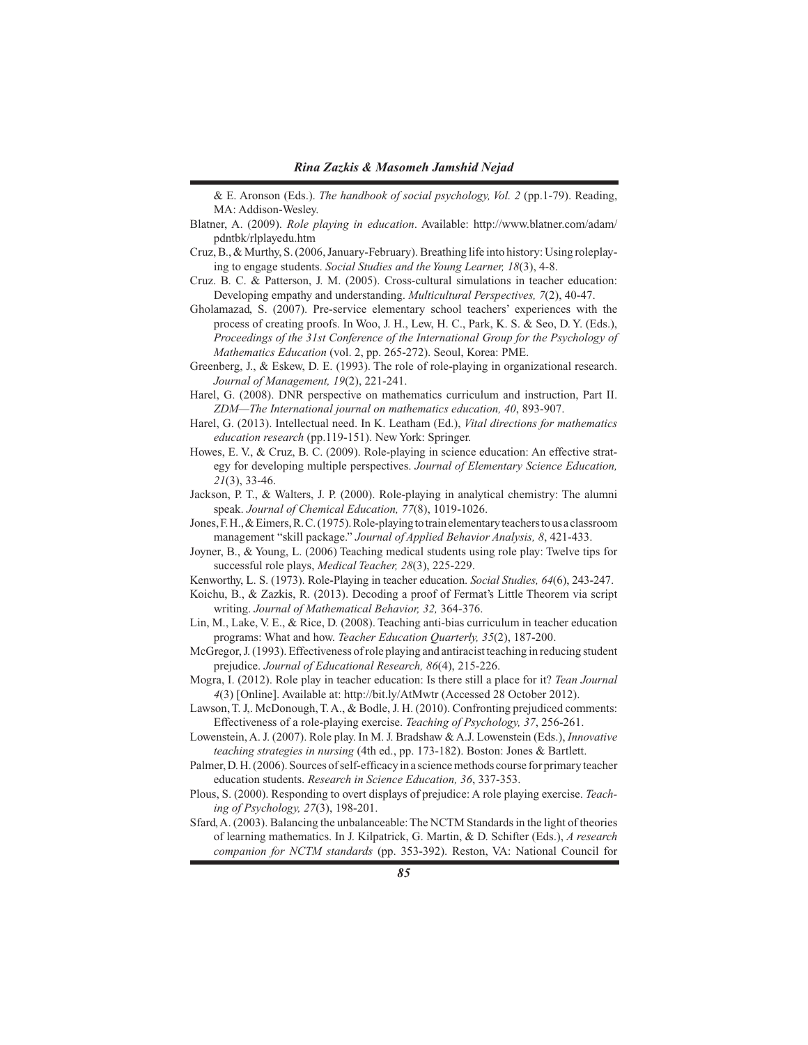& E. Aronson (Eds.). *The handbook of social psychology, Vol. 2* (pp.1-79). Reading, MA: Addison-Wesley.

Blatner, A. (2009). *Role playing in education*. Available: http://www.blatner.com/adam/pdntbk/rlplayedu.htm

Cruz, B., & Murthy, S. (2006, January-February). Breathing life into history: Using roleplaying to engage students. *Social Studies and the Young Learner, 18*(3), 4-8.

Cruz. B. C. & Patterson, J. M. (2005). Cross-cultural simulations in teacher education: Developing empathy and understanding. *Multicultural Perspectives, 7*(2), 40-47.

Gholamazad, S. (2007). Pre-service elementary school teachers' experiences with the process of creating proofs. In Woo, J. H., Lew, H. C., Park, K. S. & Seo, D. Y. (Eds.), *Proceedings of the 31st Conference of the International Group for the Psychology of Mathematics Education* (vol. 2, pp. 265-272). Seoul, Korea: PME.

Greenberg, J., & Eskew, D. E. (1993). The role of role-playing in organizational research. *Journal of Management, 19*(2), 221-241.

Harel, G. (2008). DNR perspective on mathematics curriculum and instruction, Part II. *ZDM—The International journal on mathematics education, 40*, 893-907.

Harel, G. (2013). Intellectual need. In K. Leatham (Ed.), *Vital directions for mathematics education research* (pp.119-151). New York: Springer.

Howes, E. V., & Cruz, B. C. (2009). Role-playing in science education: An effective strategy for developing multiple perspectives. *Journal of Elementary Science Education, 21*(3), 33-46.

Jackson, P. T., & Walters, J. P. (2000). Role-playing in analytical chemistry: The alumni speak. *Journal of Chemical Education, 77*(8), 1019-1026.

Jones, F. H., & Eimers, R. C. (1975). Role-playing to train elementary teachers to us a classroom management "skill package." *Journal of Applied Behavior Analysis, 8*, 421-433.

Joyner, B., & Young, L. (2006) Teaching medical students using role play: Twelve tips for successful role plays, *Medical Teacher, 28*(3), 225-229.

Kenworthy, L. S. (1973). Role-Playing in teacher education. *Social Studies, 64*(6), 243-247.

Koichu, B., & Zazkis, R. (2013). Decoding a proof of Fermat's Little Theorem via script writing. *Journal of Mathematical Behavior, 32,* 364-376.

Lin, M., Lake, V. E., & Rice, D. (2008). Teaching anti-bias curriculum in teacher education programs: What and how. *Teacher Education Quarterly, 35*(2), 187-200.

McGregor, J. (1993). Effectiveness of role playing and antiracist teaching in reducing student prejudice. *Journal of Educational Research, 86*(4), 215-226.

Mogra, I. (2012). Role play in teacher education: Is there still a place for it? *Tean Journal 4*(3) [Online]. Available at: http://bit.ly/AtMwtr (Accessed 28 October 2012).

Lawson, T. J,. McDonough, T. A., & Bodle, J. H. (2010). Confronting prejudiced comments: Effectiveness of a role-playing exercise. *Teaching of Psychology, 37*, 256-261.

Lowenstein, A. J. (2007). Role play. In M. J. Bradshaw & A.J. Lowenstein (Eds.), *Innovative teaching strategies in nursing* (4th ed., pp. 173-182). Boston: Jones & Bartlett.

Palmer, D. H. (2006). Sources of self-efficacy in a science methods course for primary teacher education students. *Research in Science Education, 36*, 337-353.

Plous, S. (2000). Responding to overt displays of prejudice: A role playing exercise. *Teaching of Psychology, 27*(3), 198-201.

Sfard, A. (2003). Balancing the unbalanceable: The NCTM Standards in the light of theories of learning mathematics. In J. Kilpatrick, G. Martin, & D. Schifter (Eds.), *A research companion for NCTM standards* (pp. 353-392). Reston, VA: National Council for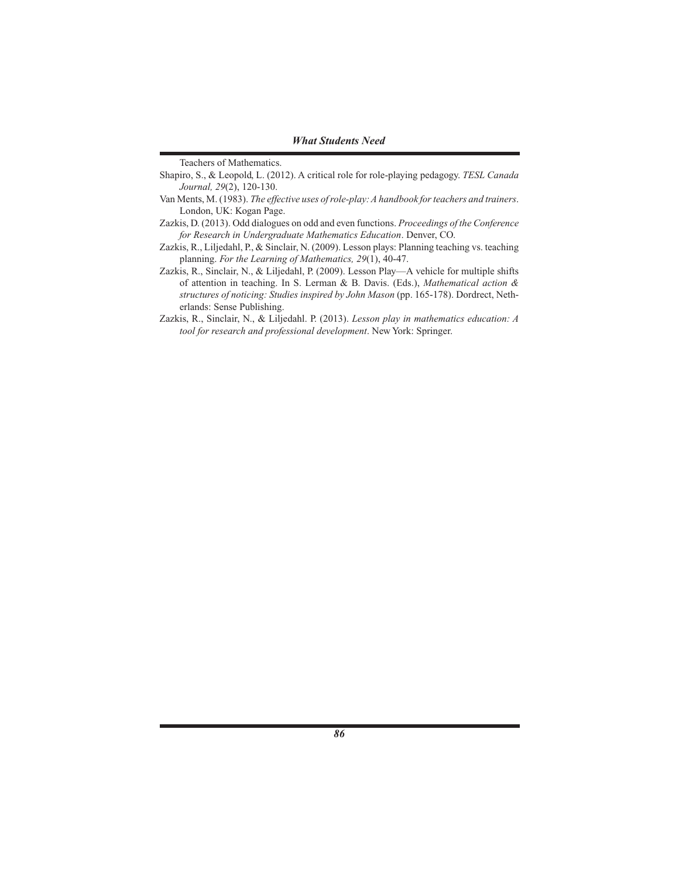Teachers of Mathematics.

Shapiro, S., & Leopold, L. (2012). A critical role for role-playing pedagogy. *TESL Canada Journal, 29*(2), 120-130.

Van Ments, M. (1983). *The effective uses of role-play: A handbook for teachers and trainers*. London, UK: Kogan Page.

Zazkis, D. (2013). Odd dialogues on odd and even functions. *Proceedings of the Conference for Research in Undergraduate Mathematics Education*. Denver, CO.

Zazkis, R., Liljedahl, P., & Sinclair, N. (2009). Lesson plays: Planning teaching vs. teaching planning. *For the Learning of Mathematics, 29*(1), 40-47.

Zazkis, R., Sinclair, N., & Liljedahl, P. (2009). Lesson Play—A vehicle for multiple shifts of attention in teaching. In S. Lerman & B. Davis. (Eds.), *Mathematical action & structures of noticing: Studies inspired by John Mason* (pp. 165-178). Dordrect, Netherlands: Sense Publishing.

Zazkis, R., Sinclair, N., & Liljedahl. P. (2013). *Lesson play in mathematics education: A tool for research and professional development*. New York: Springer.